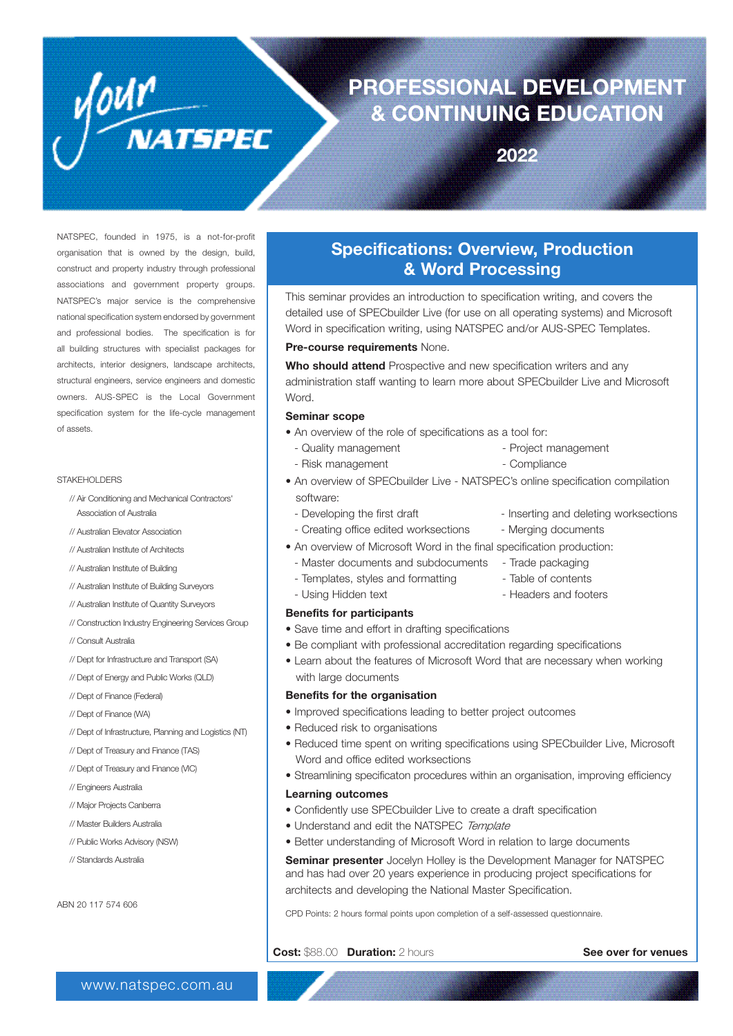*your* NATSPEC

# PROFESSIONAL DEVELOPMENT & CONTINUING EDUCATION

2022

NATSPEC, founded in 1975, is a not-for-profit organisation that is owned by the design, build, construct and property industry through professional associations and government property groups. NATSPEC's major service is the comprehensive national specification system endorsed by government and professional bodies. The specification is for all building structures with specialist packages for architects, interior designers, landscape architects, structural engineers, service engineers and domestic owners. AUS-SPEC is the Local Government specification system for the life-cycle management of assets.

STAKEHOLDERS

- // Air Conditioning and Mechanical Contractors' Association of Australia
- // Australian Elevator Association
- // Australian Institute of Architects
- // Australian Institute of Building
- // Australian Institute of Building Surveyors
- // Australian Institute of Quantity Surveyors
- // Construction Industry Engineering Services Group
- // Consult Australia
- // Dept for Infrastructure and Transport (SA)
- // Dept of Energy and Public Works (QLD)
- // Dept of Finance (Federal)
- // Dept of Finance (WA)
- // Dept of Infrastructure, Planning and Logistics (NT)
- // Dept of Treasury and Finance (TAS)
- // Dept of Treasury and Finance (VIC)
- // Engineers Australia
- // Major Projects Canberra
- // Master Builders Australia
- // Public Works Advisory (NSW)
- // Standards Australia

ABN 20 117 574 606

## Specifications: Overview, Production & Word Processing

This seminar provides an introduction to specification writing, and covers the detailed use of SPECbuilder Live (for use on all operating systems) and Microsoft Word in specification writing, using NATSPEC and/or AUS-SPEC Templates.

**Pre-course requirements** None.

**Who should attend** Prospective and new specification writers and any administration staff wanting to learn more about SPECbuilder Live and Microsoft Word.

**Seminar scope**

- An overview of the role of specifications as a tool for:
  - Quality management
  - Project management
  - Risk management
  - Compliance
- An overview of SPECbuilder Live - NATSPEC's online specification compilation software:
  - Developing the first draft
  - Inserting and deleting worksections
  - Creating office edited worksections
  - Merging documents
- An overview of Microsoft Word in the final specification production:
  - Master documents and subdocuments
  - Trade packaging
  - Templates, styles and formatting
  - Table of contents
  - Using Hidden text
  - Headers and footers

**Benefits for participants**

- Save time and effort in drafting specifications
- Be compliant with professional accreditation regarding specifications
- Learn about the features of Microsoft Word that are necessary when working with large documents

**Benefits for the organisation**

- Improved specifications leading to better project outcomes
- Reduced risk to organisations
- Reduced time spent on writing specifications using SPECbuilder Live, Microsoft Word and office edited worksections
- Streamlining specificaton procedures within an organisation, improving efficiency

**Learning outcomes**

- Confidently use SPECbuilder Live to create a draft specification
- Understand and edit the NATSPEC *Template*
- Better understanding of Microsoft Word in relation to large documents

**Seminar presenter** Jocelyn Holley is the Development Manager for NATSPEC and has had over 20 years experience in producing project specifications for architects and developing the National Master Specification.

CPD Points: 2 hours formal points upon completion of a self-assessed questionnaire.

**Cost:** $88.00 **Duration:** 2 hours **See over for venues**

www.natspec.com.au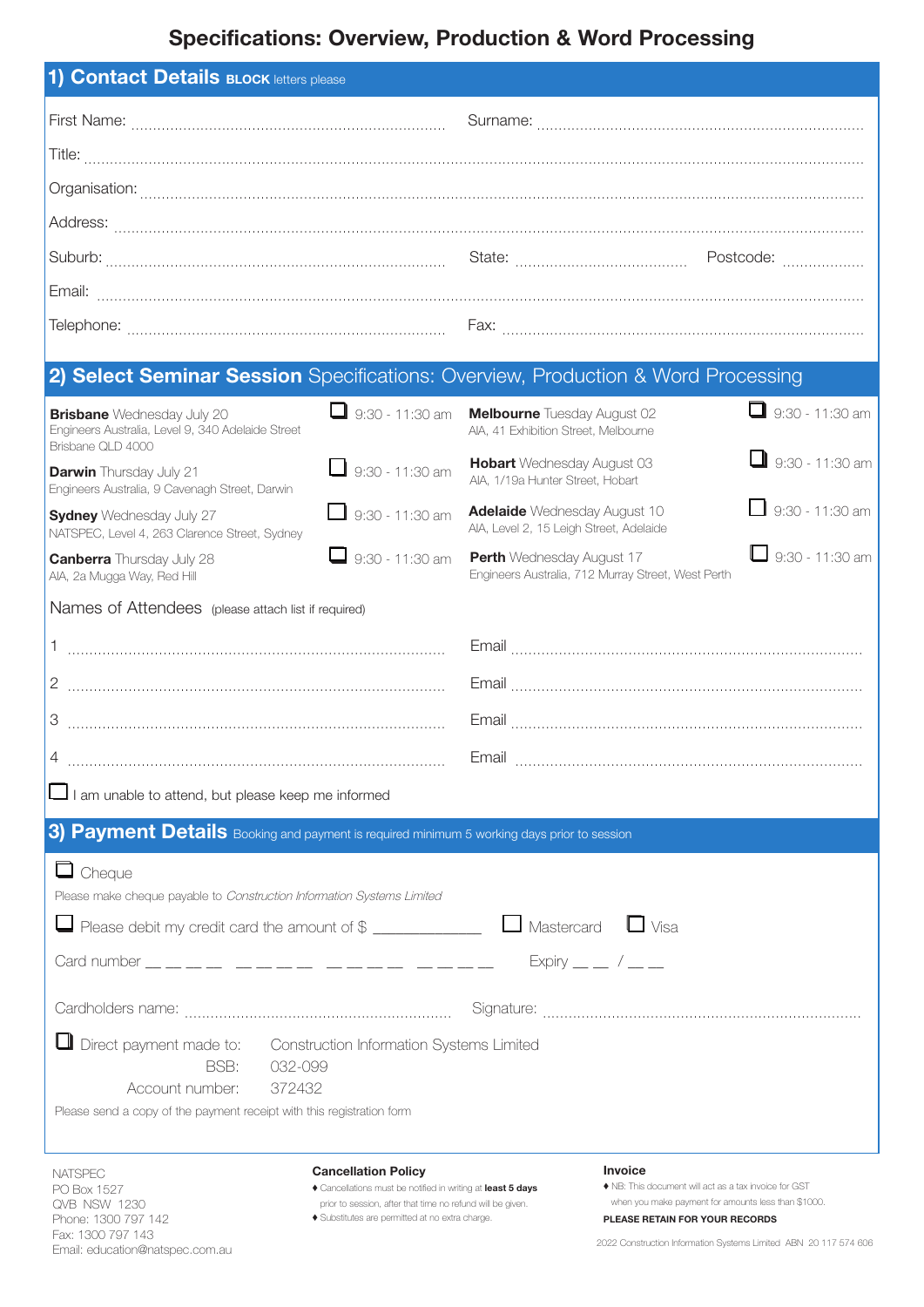# Specifications: Overview, Production & Word Processing

## 1) Contact Details BLOCK letters please

First Name: ........................................ Surname: ........................................

Title: ........................................

Organisation: ........................................

Address: ........................................

Suburb: ........................................ State: .................... Postcode: ..........

Email: ........................................

Telephone: ........................................ Fax: ........................................

## 2) Select Seminar Session Specifications: Overview, Production & Word Processing

| | | | |
|---|---|---|---|
| **Brisbane** Wednesday July 20<br>Engineers Australia, Level 9, 340 Adelaide Street Brisbane QLD 4000 | ☐ 9:30 - 11:30 am | **Melbourne** Tuesday August 02<br>AIA, 41 Exhibition Street, Melbourne | ☐ 9:30 - 11:30 am |
| **Darwin** Thursday July 21<br>Engineers Australia, 9 Cavenagh Street, Darwin | ☐ 9:30 - 11:30 am | **Hobart** Wednesday August 03<br>AIA, 1/19a Hunter Street, Hobart | ☐ 9:30 - 11:30 am |
| **Sydney** Wednesday July 27<br>NATSPEC, Level 4, 263 Clarence Street, Sydney | ☐ 9:30 - 11:30 am | **Adelaide** Wednesday August 10<br>AIA, Level 2, 15 Leigh Street, Adelaide | ☐ 9:30 - 11:30 am |
| **Canberra** Thursday July 28<br>AIA, 2a Mugga Way, Red Hill | ☐ 9:30 - 11:30 am | **Perth** Wednesday August 17<br>Engineers Australia, 712 Murray Street, West Perth | ☐ 9:30 - 11:30 am |

Names of Attendees (please attach list if required)

1 ........................................ Email ........................................

2 ........................................ Email ........................................

3 ........................................ Email ........................................

4 ........................................ Email ........................................

☐ I am unable to attend, but please keep me informed

## 3) Payment Details Booking and payment is required minimum 5 working days prior to session

☐ Cheque

Please make cheque payable to *Construction Information Systems Limited*

☐ Please debit my credit card the amount of $ ____________ ☐ Mastercard ☐ Visa

Card number _ _ _ _ _ _ _ _ _ _ _ _ _ _ _ _ Expiry _ _ / _ _

Cardholders name: ........................................ Signature: ........................................

☐ Direct payment made to: Construction Information Systems Limited
BSB: 032-099
Account number: 372432

Please send a copy of the payment receipt with this registration form

NATSPEC
PO Box 1527
QVB NSW 1230
Phone: 1300 797 142
Fax: 1300 797 143
Email: education@natspec.com.au

**Cancellation Policy**

- Cancellations must be notified in writing at **least 5 days** prior to session, after that time no refund will be given.
- Substitutes are permitted at no extra charge.

**Invoice**

- NB: This document will act as a tax invoice for GST when you make payment for amounts less than $1000.

**PLEASE RETAIN FOR YOUR RECORDS**

2022 Construction Information Systems Limited ABN 20 117 574 606